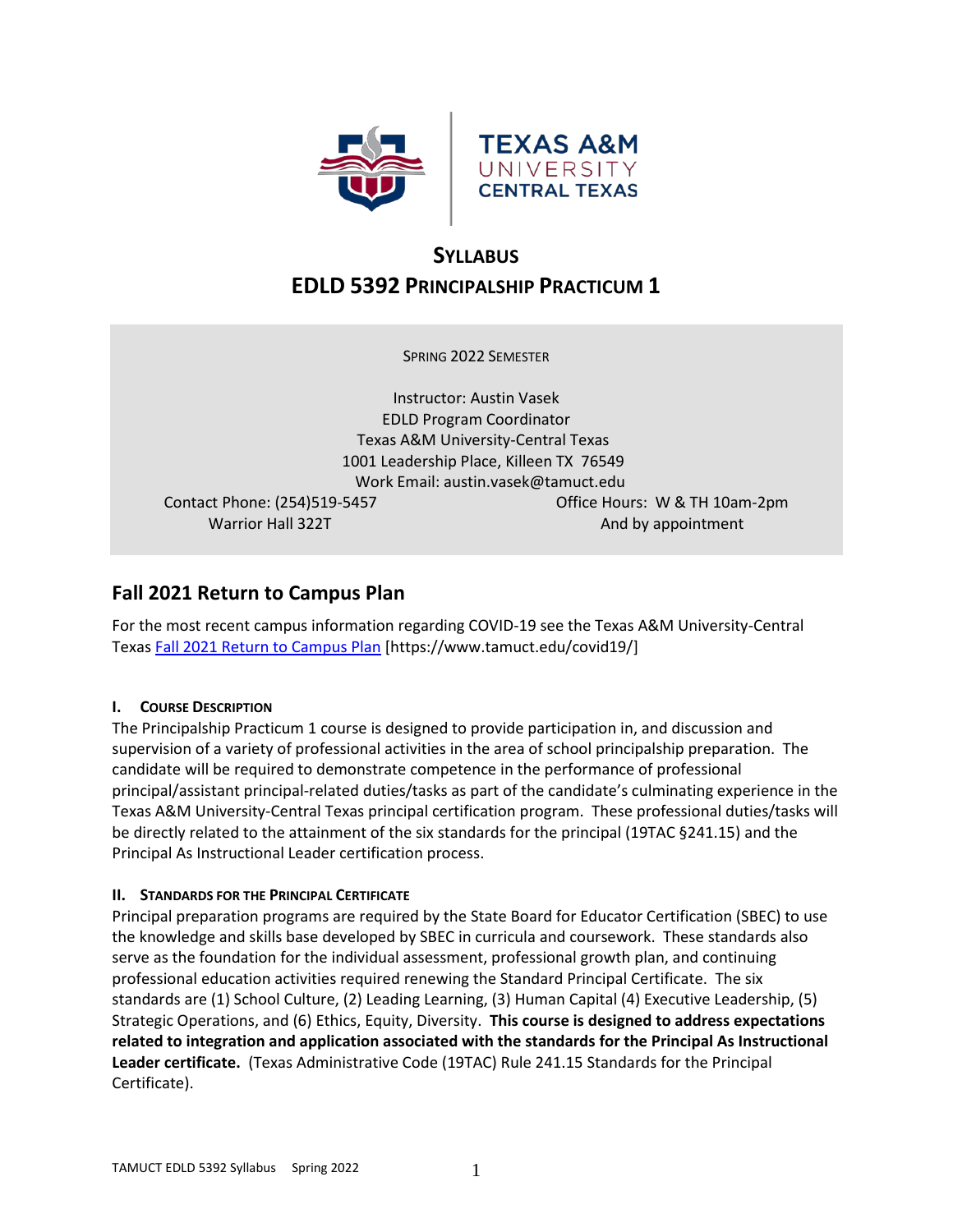# SYLLABUS
# EDLD 5392 PRINCIPALSHIP PRACTICUM 1

SPRING 2022 SEMESTER

Instructor: Austin Vasek
EDLD Program Coordinator
Texas A&M University-Central Texas
1001 Leadership Place, Killeen TX 76549
Work Email: austin.vasek@tamuct.edu

Contact Phone: (254)519-5457
Warrior Hall 322T

Office Hours: W & TH 10am-2pm
And by appointment

## Fall 2021 Return to Campus Plan

For the most recent campus information regarding COVID-19 see the Texas A&M University-Central Texas Fall 2021 Return to Campus Plan [https://www.tamuct.edu/covid19/]

### I. COURSE DESCRIPTION

The Principalship Practicum 1 course is designed to provide participation in, and discussion and supervision of a variety of professional activities in the area of school principalship preparation. The candidate will be required to demonstrate competence in the performance of professional principal/assistant principal-related duties/tasks as part of the candidate's culminating experience in the Texas A&M University-Central Texas principal certification program. These professional duties/tasks will be directly related to the attainment of the six standards for the principal (19TAC §241.15) and the Principal As Instructional Leader certification process.

### II. STANDARDS FOR THE PRINCIPAL CERTIFICATE

Principal preparation programs are required by the State Board for Educator Certification (SBEC) to use the knowledge and skills base developed by SBEC in curricula and coursework. These standards also serve as the foundation for the individual assessment, professional growth plan, and continuing professional education activities required renewing the Standard Principal Certificate. The six standards are (1) School Culture, (2) Leading Learning, (3) Human Capital (4) Executive Leadership, (5) Strategic Operations, and (6) Ethics, Equity, Diversity. **This course is designed to address expectations related to integration and application associated with the standards for the Principal As Instructional Leader certificate.** (Texas Administrative Code (19TAC) Rule 241.15 Standards for the Principal Certificate).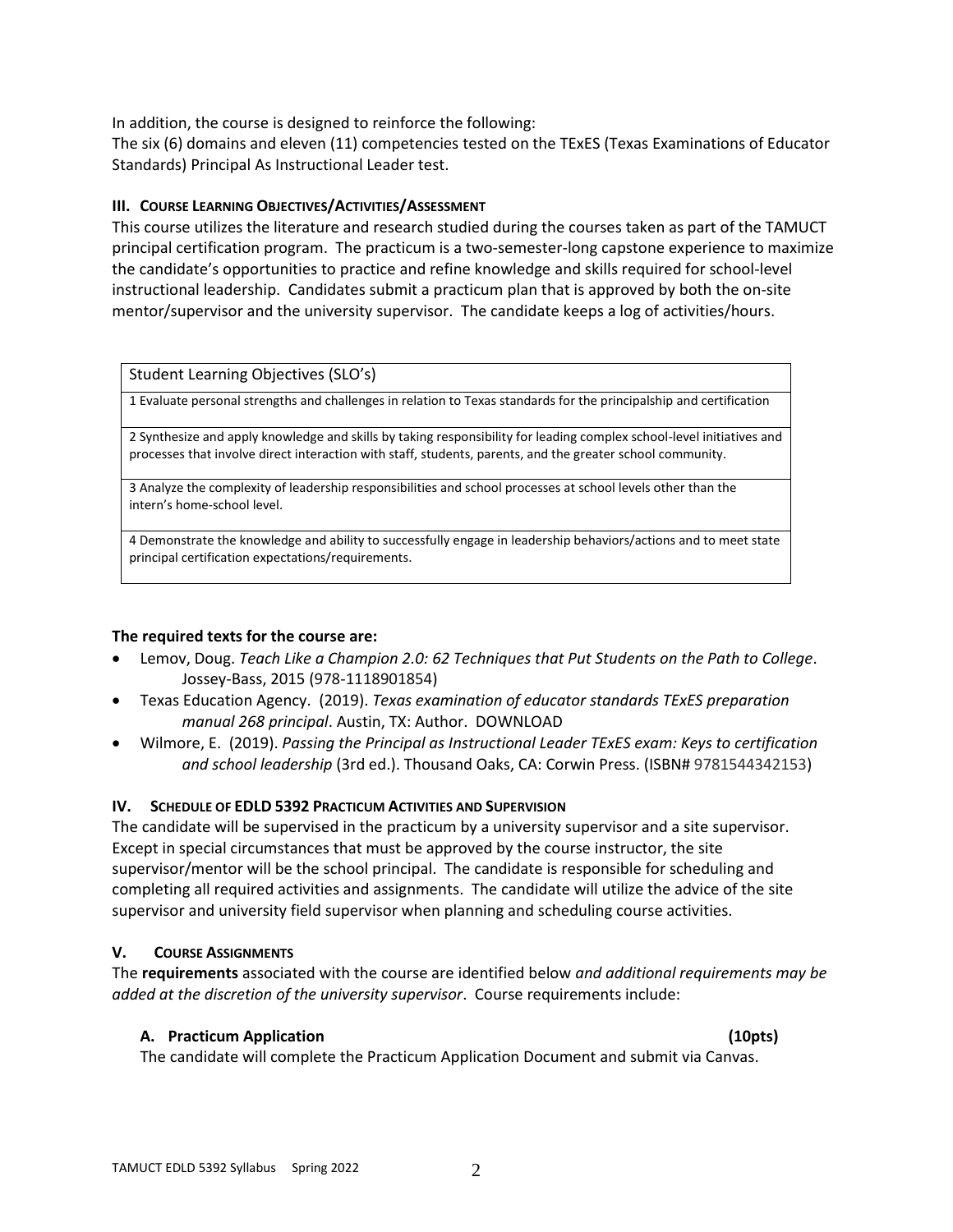In addition, the course is designed to reinforce the following:

The six (6) domains and eleven (11) competencies tested on the TExES (Texas Examinations of Educator Standards) Principal As Instructional Leader test.

### III. Course Learning Objectives/Activities/Assessment

This course utilizes the literature and research studied during the courses taken as part of the TAMUCT principal certification program. The practicum is a two-semester-long capstone experience to maximize the candidate's opportunities to practice and refine knowledge and skills required for school-level instructional leadership. Candidates submit a practicum plan that is approved by both the on-site mentor/supervisor and the university supervisor. The candidate keeps a log of activities/hours.

| Student Learning Objectives (SLO's) |
|---|
| 1 Evaluate personal strengths and challenges in relation to Texas standards for the principalship and certification |
| 2 Synthesize and apply knowledge and skills by taking responsibility for leading complex school-level initiatives and processes that involve direct interaction with staff, students, parents, and the greater school community. |
| 3 Analyze the complexity of leadership responsibilities and school processes at school levels other than the intern's home-school level. |
| 4 Demonstrate the knowledge and ability to successfully engage in leadership behaviors/actions and to meet state principal certification expectations/requirements. |

**The required texts for the course are:**

- Lemov, Doug. *Teach Like a Champion 2.0: 62 Techniques that Put Students on the Path to College*. Jossey-Bass, 2015 (978-1118901854)
- Texas Education Agency. (2019). *Texas examination of educator standards TExES preparation manual 268 principal*. Austin, TX: Author. DOWNLOAD
- Wilmore, E. (2019). *Passing the Principal as Instructional Leader TExES exam: Keys to certification and school leadership* (3rd ed.). Thousand Oaks, CA: Corwin Press. (ISBN# 9781544342153)

### IV. Schedule of EDLD 5392 Practicum Activities and Supervision

The candidate will be supervised in the practicum by a university supervisor and a site supervisor. Except in special circumstances that must be approved by the course instructor, the site supervisor/mentor will be the school principal. The candidate is responsible for scheduling and completing all required activities and assignments. The candidate will utilize the advice of the site supervisor and university field supervisor when planning and scheduling course activities.

### V. Course Assignments

The **requirements** associated with the course are identified below *and additional requirements may be added at the discretion of the university supervisor*. Course requirements include:

#### A. Practicum Application (10pts)

The candidate will complete the Practicum Application Document and submit via Canvas.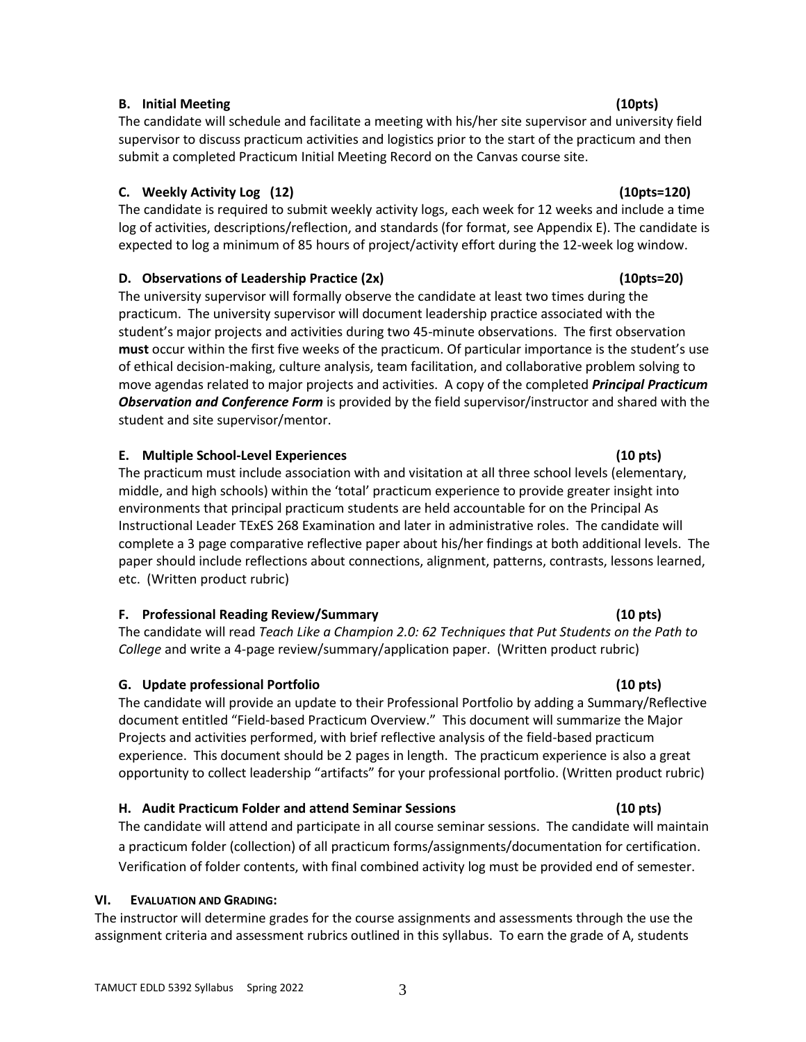### B. Initial Meeting (10pts)

The candidate will schedule and facilitate a meeting with his/her site supervisor and university field supervisor to discuss practicum activities and logistics prior to the start of the practicum and then submit a completed Practicum Initial Meeting Record on the Canvas course site.

### C. Weekly Activity Log (12) (10pts=120)

The candidate is required to submit weekly activity logs, each week for 12 weeks and include a time log of activities, descriptions/reflection, and standards (for format, see Appendix E). The candidate is expected to log a minimum of 85 hours of project/activity effort during the 12-week log window.

### D. Observations of Leadership Practice (2x) (10pts=20)

The university supervisor will formally observe the candidate at least two times during the practicum. The university supervisor will document leadership practice associated with the student's major projects and activities during two 45-minute observations. The first observation **must** occur within the first five weeks of the practicum. Of particular importance is the student's use of ethical decision-making, culture analysis, team facilitation, and collaborative problem solving to move agendas related to major projects and activities. A copy of the completed ***Principal Practicum Observation and Conference Form*** is provided by the field supervisor/instructor and shared with the student and site supervisor/mentor.

### E. Multiple School-Level Experiences (10 pts)

The practicum must include association with and visitation at all three school levels (elementary, middle, and high schools) within the 'total' practicum experience to provide greater insight into environments that principal practicum students are held accountable for on the Principal As Instructional Leader TExES 268 Examination and later in administrative roles. The candidate will complete a 3 page comparative reflective paper about his/her findings at both additional levels. The paper should include reflections about connections, alignment, patterns, contrasts, lessons learned, etc. (Written product rubric)

### F. Professional Reading Review/Summary (10 pts)

The candidate will read *Teach Like a Champion 2.0: 62 Techniques that Put Students on the Path to College* and write a 4-page review/summary/application paper. (Written product rubric)

### G. Update professional Portfolio (10 pts)

The candidate will provide an update to their Professional Portfolio by adding a Summary/Reflective document entitled "Field-based Practicum Overview." This document will summarize the Major Projects and activities performed, with brief reflective analysis of the field-based practicum experience. This document should be 2 pages in length. The practicum experience is also a great opportunity to collect leadership "artifacts" for your professional portfolio. (Written product rubric)

### H. Audit Practicum Folder and attend Seminar Sessions (10 pts)

The candidate will attend and participate in all course seminar sessions. The candidate will maintain a practicum folder (collection) of all practicum forms/assignments/documentation for certification. Verification of folder contents, with final combined activity log must be provided end of semester.

## VI. EVALUATION AND GRADING:

The instructor will determine grades for the course assignments and assessments through the use the assignment criteria and assessment rubrics outlined in this syllabus. To earn the grade of A, students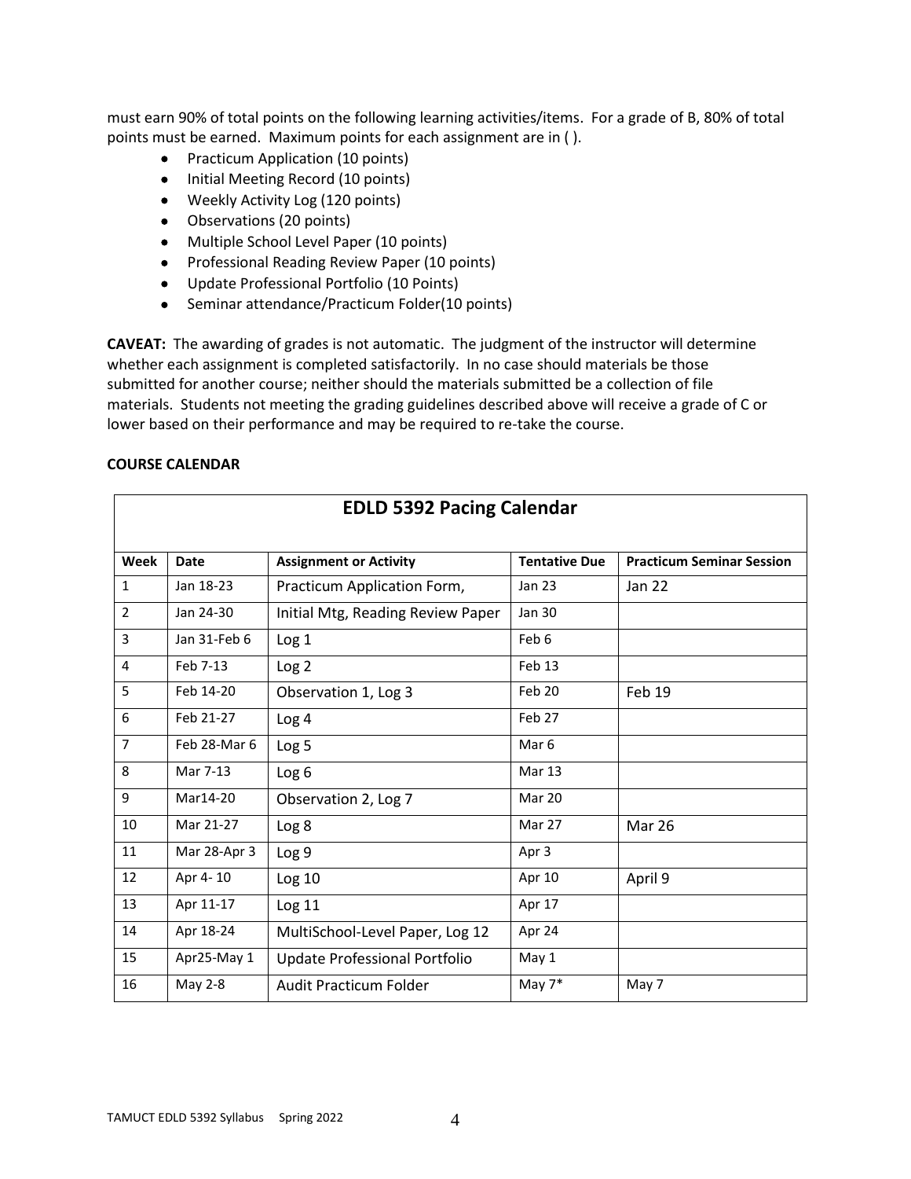must earn 90% of total points on the following learning activities/items. For a grade of B, 80% of total points must be earned. Maximum points for each assignment are in ( ).

- Practicum Application (10 points)
- Initial Meeting Record (10 points)
- Weekly Activity Log (120 points)
- Observations (20 points)
- Multiple School Level Paper (10 points)
- Professional Reading Review Paper (10 points)
- Update Professional Portfolio (10 Points)
- Seminar attendance/Practicum Folder(10 points)

**CAVEAT:** The awarding of grades is not automatic. The judgment of the instructor will determine whether each assignment is completed satisfactorily. In no case should materials be those submitted for another course; neither should the materials submitted be a collection of file materials. Students not meeting the grading guidelines described above will receive a grade of C or lower based on their performance and may be required to re-take the course.

**COURSE CALENDAR**

| EDLD 5392 Pacing Calendar | | | | |
|---|---|---|---|---|
| **Week** | **Date** | **Assignment or Activity** | **Tentative Due** | **Practicum Seminar Session** |
| 1 | Jan 18-23 | Practicum Application Form, | Jan 23 | Jan 22 |
| 2 | Jan 24-30 | Initial Mtg, Reading Review Paper | Jan 30 | |
| 3 | Jan 31-Feb 6 | Log 1 | Feb 6 | |
| 4 | Feb 7-13 | Log 2 | Feb 13 | |
| 5 | Feb 14-20 | Observation 1, Log 3 | Feb 20 | Feb 19 |
| 6 | Feb 21-27 | Log 4 | Feb 27 | |
| 7 | Feb 28-Mar 6 | Log 5 | Mar 6 | |
| 8 | Mar 7-13 | Log 6 | Mar 13 | |
| 9 | Mar14-20 | Observation 2, Log 7 | Mar 20 | |
| 10 | Mar 21-27 | Log 8 | Mar 27 | Mar 26 |
| 11 | Mar 28-Apr 3 | Log 9 | Apr 3 | |
| 12 | Apr 4- 10 | Log 10 | Apr 10 | April 9 |
| 13 | Apr 11-17 | Log 11 | Apr 17 | |
| 14 | Apr 18-24 | MultiSchool-Level Paper, Log 12 | Apr 24 | |
| 15 | Apr25-May 1 | Update Professional Portfolio | May 1 | |
| 16 | May 2-8 | Audit Practicum Folder | May 7* | May 7 |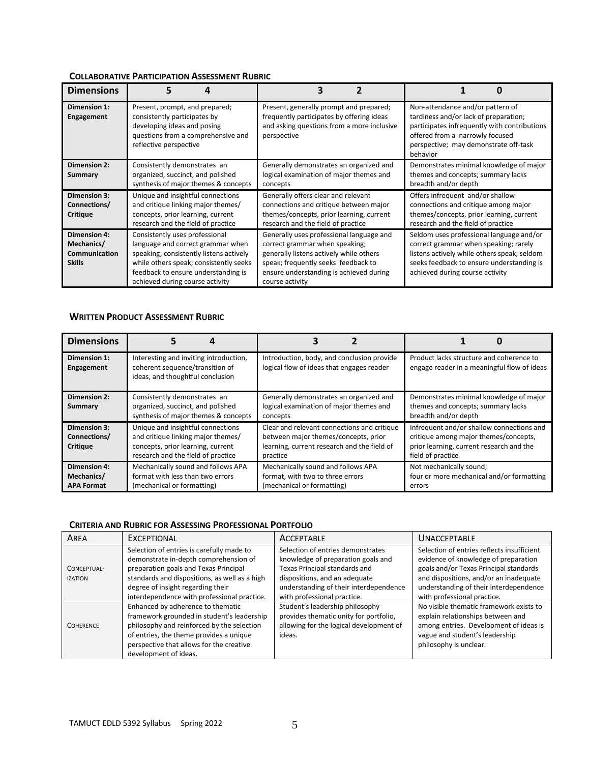**COLLABORATIVE PARTICIPATION ASSESSMENT RUBRIC**

| Dimensions | 5 4 | 3 2 | 1 0 |
|---|---|---|---|
| **Dimension 1: Engagement** | Present, prompt, and prepared; consistently participates by developing ideas and posing questions from a comprehensive and reflective perspective | Present, generally prompt and prepared; frequently participates by offering ideas and asking questions from a more inclusive perspective | Non-attendance and/or pattern of tardiness and/or lack of preparation; participates infrequently with contributions offered from a narrowly focused perspective; may demonstrate off-task behavior |
| **Dimension 2: Summary** | Consistently demonstrates an organized, succinct, and polished synthesis of major themes & concepts | Generally demonstrates an organized and logical examination of major themes and concepts | Demonstrates minimal knowledge of major themes and concepts; summary lacks breadth and/or depth |
| **Dimension 3: Connections/ Critique** | Unique and insightful connections and critique linking major themes/ concepts, prior learning, current research and the field of practice | Generally offers clear and relevant connections and critique between major themes/concepts, prior learning, current research and the field of practice | Offers infrequent and/or shallow connections and critique among major themes/concepts, prior learning, current research and the field of practice |
| **Dimension 4: Mechanics/ Communication Skills** | Consistently uses professional language and correct grammar when speaking; consistently listens actively while others speak; consistently seeks feedback to ensure understanding is achieved during course activity | Generally uses professional language and correct grammar when speaking; generally listens actively while others speak; frequently seeks feedback to ensure understanding is achieved during course activity | Seldom uses professional language and/or correct grammar when speaking; rarely listens actively while others speak; seldom seeks feedback to ensure understanding is achieved during course activity |

**WRITTEN PRODUCT ASSESSMENT RUBRIC**

| Dimensions | 5 4 | 3 2 | 1 0 |
|---|---|---|---|
| **Dimension 1: Engagement** | Interesting and inviting introduction, coherent sequence/transition of ideas, and thoughtful conclusion | Introduction, body, and conclusion provide logical flow of ideas that engages reader | Product lacks structure and coherence to engage reader in a meaningful flow of ideas |
| **Dimension 2: Summary** | Consistently demonstrates an organized, succinct, and polished synthesis of major themes & concepts | Generally demonstrates an organized and logical examination of major themes and concepts | Demonstrates minimal knowledge of major themes and concepts; summary lacks breadth and/or depth |
| **Dimension 3: Connections/ Critique** | Unique and insightful connections and critique linking major themes/ concepts, prior learning, current research and the field of practice | Clear and relevant connections and critique between major themes/concepts, prior learning, current research and the field of practice | Infrequent and/or shallow connections and critique among major themes/concepts, prior learning, current research and the field of practice |
| **Dimension 4: Mechanics/ APA Format** | Mechanically sound and follows APA format with less than two errors (mechanical or formatting) | Mechanically sound and follows APA format, with two to three errors (mechanical or formatting) | Not mechanically sound; four or more mechanical and/or formatting errors |

**CRITERIA AND RUBRIC FOR ASSESSING PROFESSIONAL PORTFOLIO**

| AREA | EXCEPTIONAL | ACCEPTABLE | UNACCEPTABLE |
|---|---|---|---|
| CONCEPTUAL-IZATION | Selection of entries is carefully made to demonstrate in-depth comprehension of preparation goals and Texas Principal standards and dispositions, as well as a high degree of insight regarding their interdependence with professional practice. | Selection of entries demonstrates knowledge of preparation goals and Texas Principal standards and dispositions, and an adequate understanding of their interdependence with professional practice. | Selection of entries reflects insufficient evidence of knowledge of preparation goals and/or Texas Principal standards and dispositions, and/or an inadequate understanding of their interdependence with professional practice. |
| COHERENCE | Enhanced by adherence to thematic framework grounded in student's leadership philosophy and reinforced by the selection of entries, the theme provides a unique perspective that allows for the creative development of ideas. | Student's leadership philosophy provides thematic unity for portfolio, allowing for the logical development of ideas. | No visible thematic framework exists to explain relationships between and among entries. Development of ideas is vague and student's leadership philosophy is unclear. |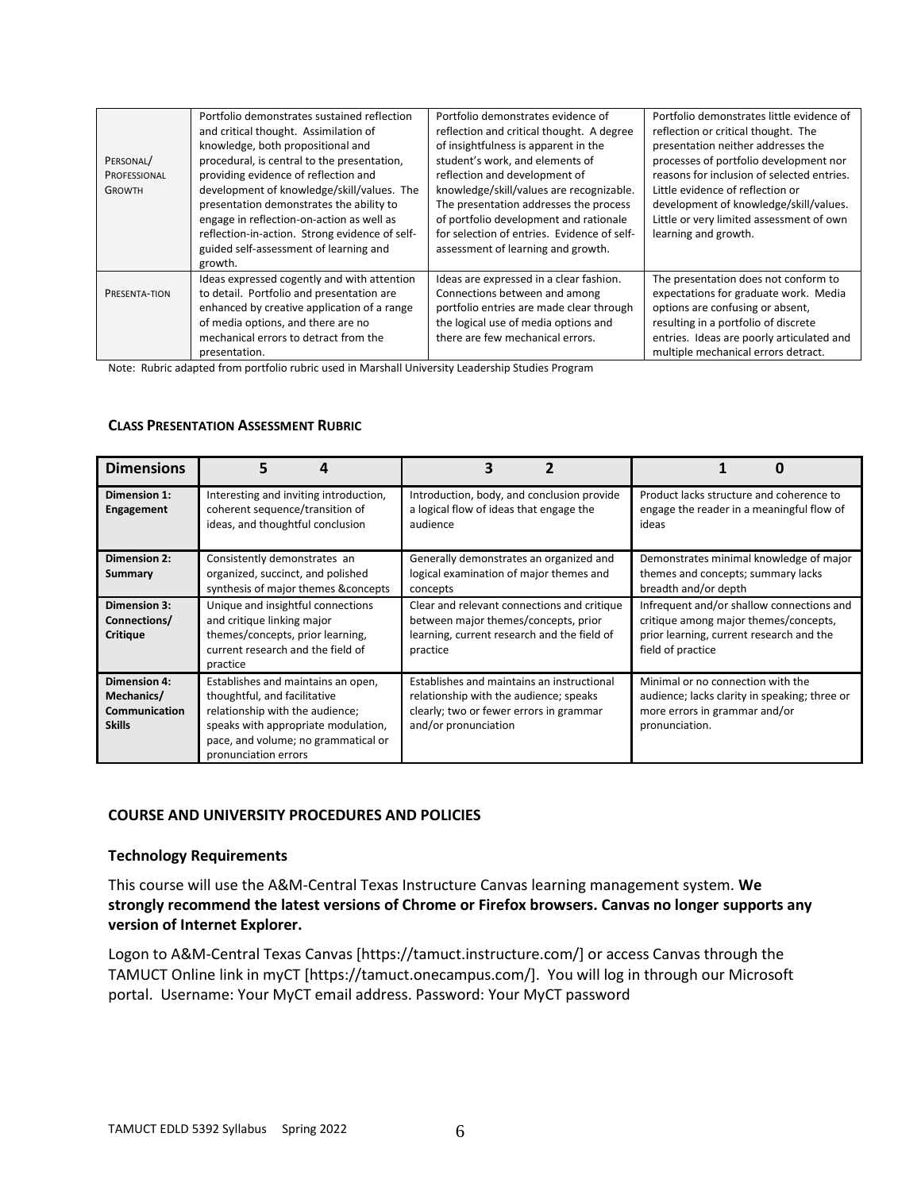| | | | |
|---|---|---|---|
| PERSONAL/ PROFESSIONAL GROWTH | Portfolio demonstrates sustained reflection and critical thought. Assimilation of knowledge, both propositional and procedural, is central to the presentation, providing evidence of reflection and development of knowledge/skill/values. The presentation demonstrates the ability to engage in reflection-on-action as well as reflection-in-action. Strong evidence of self-guided self-assessment of learning and growth. | Portfolio demonstrates evidence of reflection and critical thought. A degree of insightfulness is apparent in the student's work, and elements of reflection and development of knowledge/skill/values are recognizable. The presentation addresses the process of portfolio development and rationale for selection of entries. Evidence of self-assessment of learning and growth. | Portfolio demonstrates little evidence of reflection or critical thought. The presentation neither addresses the processes of portfolio development nor reasons for inclusion of selected entries. Little evidence of reflection or development of knowledge/skill/values. Little or very limited assessment of own learning and growth. |
| PRESENTA-TION | Ideas expressed cogently and with attention to detail. Portfolio and presentation are enhanced by creative application of a range of media options, and there are no mechanical errors to detract from the presentation. | Ideas are expressed in a clear fashion. Connections between and among portfolio entries are made clear through the logical use of media options and there are few mechanical errors. | The presentation does not conform to expectations for graduate work. Media options are confusing or absent, resulting in a portfolio of discrete entries. Ideas are poorly articulated and multiple mechanical errors detract. |

Note: Rubric adapted from portfolio rubric used in Marshall University Leadership Studies Program

**CLASS PRESENTATION ASSESSMENT RUBRIC**

| Dimensions | 5 4 | 3 2 | 1 0 |
|---|---|---|---|
| **Dimension 1: Engagement** | Interesting and inviting introduction, coherent sequence/transition of ideas, and thoughtful conclusion | Introduction, body, and conclusion provide a logical flow of ideas that engage the audience | Product lacks structure and coherence to engage the reader in a meaningful flow of ideas |
| **Dimension 2: Summary** | Consistently demonstrates an organized, succinct, and polished synthesis of major themes &concepts | Generally demonstrates an organized and logical examination of major themes and concepts | Demonstrates minimal knowledge of major themes and concepts; summary lacks breadth and/or depth |
| **Dimension 3: Connections/ Critique** | Unique and insightful connections and critique linking major themes/concepts, prior learning, current research and the field of practice | Clear and relevant connections and critique between major themes/concepts, prior learning, current research and the field of practice | Infrequent and/or shallow connections and critique among major themes/concepts, prior learning, current research and the field of practice |
| **Dimension 4: Mechanics/ Communication Skills** | Establishes and maintains an open, thoughtful, and facilitative relationship with the audience; speaks with appropriate modulation, pace, and volume; no grammatical or pronunciation errors | Establishes and maintains an instructional relationship with the audience; speaks clearly; two or fewer errors in grammar and/or pronunciation | Minimal or no connection with the audience; lacks clarity in speaking; three or more errors in grammar and/or pronunciation. |

## COURSE AND UNIVERSITY PROCEDURES AND POLICIES

### Technology Requirements

This course will use the A&M-Central Texas Instructure Canvas learning management system. **We strongly recommend the latest versions of Chrome or Firefox browsers. Canvas no longer supports any version of Internet Explorer.**

Logon to A&M-Central Texas Canvas [https://tamuct.instructure.com/] or access Canvas through the TAMUCT Online link in myCT [https://tamuct.onecampus.com/]. You will log in through our Microsoft portal. Username: Your MyCT email address. Password: Your MyCT password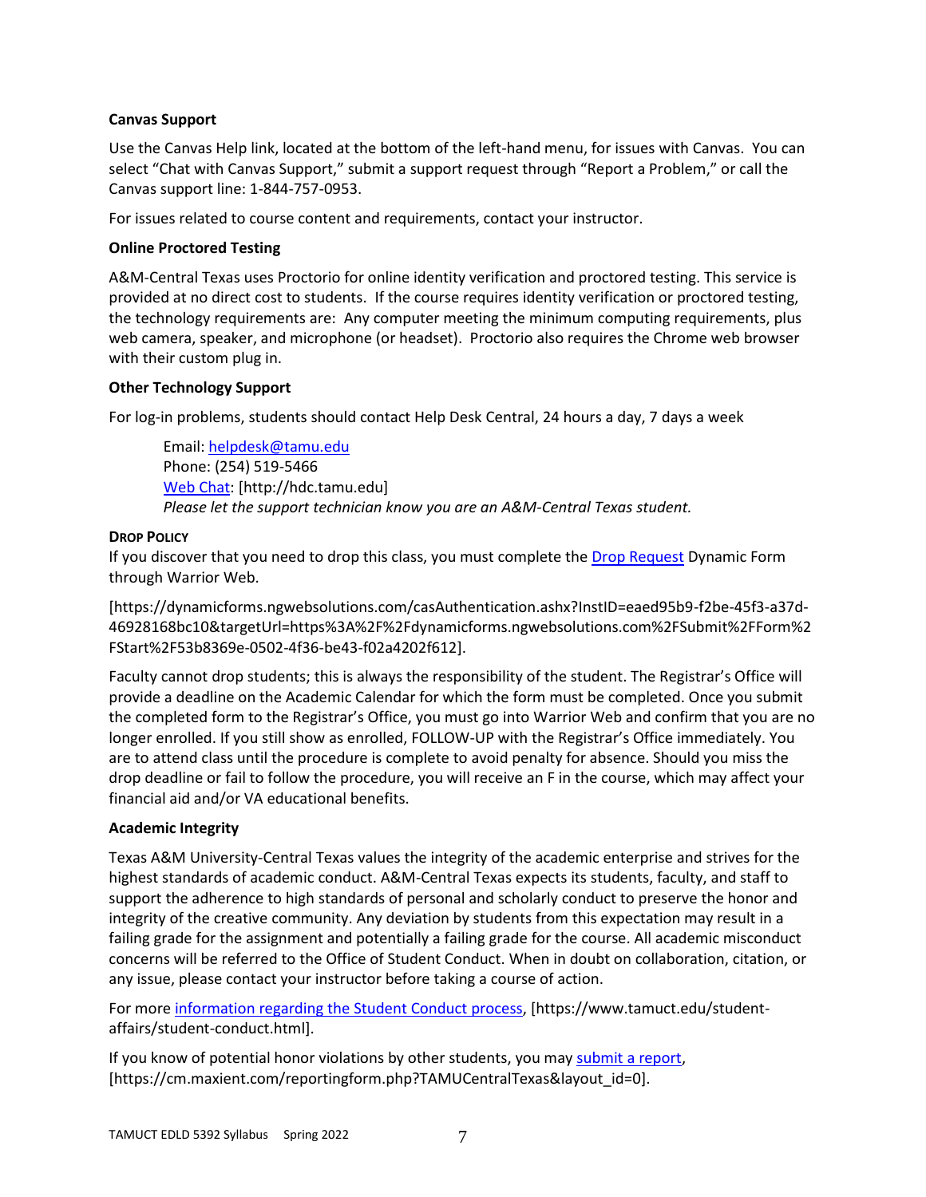### Canvas Support

Use the Canvas Help link, located at the bottom of the left-hand menu, for issues with Canvas. You can select "Chat with Canvas Support," submit a support request through "Report a Problem," or call the Canvas support line: 1-844-757-0953.

For issues related to course content and requirements, contact your instructor.

### Online Proctored Testing

A&M-Central Texas uses Proctorio for online identity verification and proctored testing. This service is provided at no direct cost to students. If the course requires identity verification or proctored testing, the technology requirements are: Any computer meeting the minimum computing requirements, plus web camera, speaker, and microphone (or headset). Proctorio also requires the Chrome web browser with their custom plug in.

### Other Technology Support

For log-in problems, students should contact Help Desk Central, 24 hours a day, 7 days a week

> Email: helpdesk@tamu.edu
> Phone: (254) 519-5466
> Web Chat: [http://hdc.tamu.edu]
> *Please let the support technician know you are an A&M-Central Texas student.*

### Drop Policy

If you discover that you need to drop this class, you must complete the Drop Request Dynamic Form through Warrior Web.

[https://dynamicforms.ngwebsolutions.com/casAuthentication.ashx?InstID=eaed95b9-f2be-45f3-a37d-46928168bc10&targetUrl=https%3A%2F%2Fdynamicforms.ngwebsolutions.com%2FSubmit%2FForm%2FStart%2F53b8369e-0502-4f36-be43-f02a4202f612].

Faculty cannot drop students; this is always the responsibility of the student. The Registrar's Office will provide a deadline on the Academic Calendar for which the form must be completed. Once you submit the completed form to the Registrar's Office, you must go into Warrior Web and confirm that you are no longer enrolled. If you still show as enrolled, FOLLOW-UP with the Registrar's Office immediately. You are to attend class until the procedure is complete to avoid penalty for absence. Should you miss the drop deadline or fail to follow the procedure, you will receive an F in the course, which may affect your financial aid and/or VA educational benefits.

### Academic Integrity

Texas A&M University-Central Texas values the integrity of the academic enterprise and strives for the highest standards of academic conduct. A&M-Central Texas expects its students, faculty, and staff to support the adherence to high standards of personal and scholarly conduct to preserve the honor and integrity of the creative community. Any deviation by students from this expectation may result in a failing grade for the assignment and potentially a failing grade for the course. All academic misconduct concerns will be referred to the Office of Student Conduct. When in doubt on collaboration, citation, or any issue, please contact your instructor before taking a course of action.

For more information regarding the Student Conduct process, [https://www.tamuct.edu/student-affairs/student-conduct.html].

If you know of potential honor violations by other students, you may submit a report, [https://cm.maxient.com/reportingform.php?TAMUCentralTexas&layout_id=0].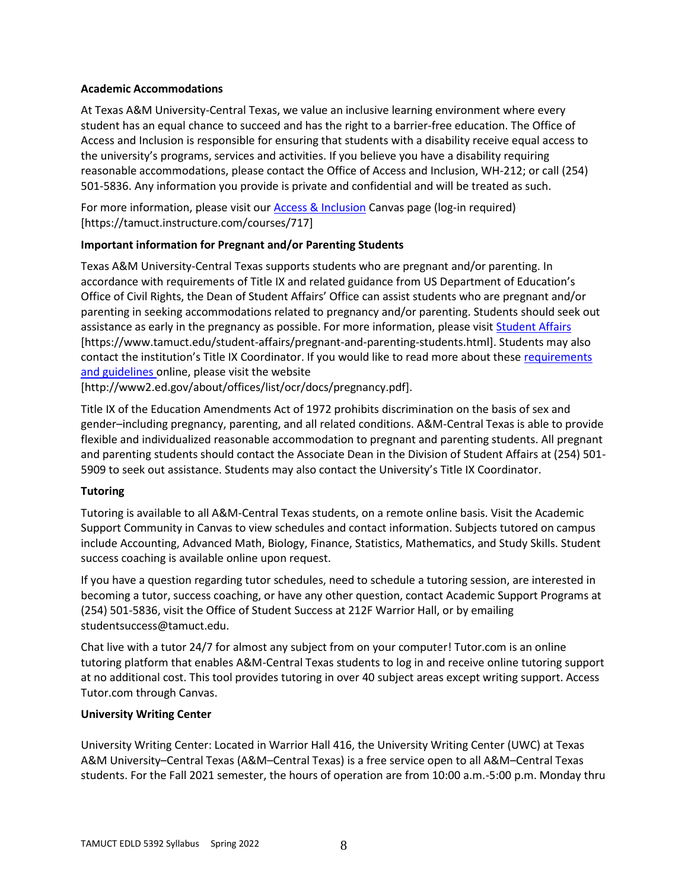**Academic Accommodations**

At Texas A&M University-Central Texas, we value an inclusive learning environment where every student has an equal chance to succeed and has the right to a barrier-free education. The Office of Access and Inclusion is responsible for ensuring that students with a disability receive equal access to the university's programs, services and activities. If you believe you have a disability requiring reasonable accommodations, please contact the Office of Access and Inclusion, WH-212; or call (254) 501-5836. Any information you provide is private and confidential and will be treated as such.

For more information, please visit our Access & Inclusion Canvas page (log-in required) [https://tamuct.instructure.com/courses/717]

**Important information for Pregnant and/or Parenting Students**

Texas A&M University-Central Texas supports students who are pregnant and/or parenting. In accordance with requirements of Title IX and related guidance from US Department of Education's Office of Civil Rights, the Dean of Student Affairs' Office can assist students who are pregnant and/or parenting in seeking accommodations related to pregnancy and/or parenting. Students should seek out assistance as early in the pregnancy as possible. For more information, please visit Student Affairs [https://www.tamuct.edu/student-affairs/pregnant-and-parenting-students.html]. Students may also contact the institution's Title IX Coordinator. If you would like to read more about these requirements and guidelines online, please visit the website [http://www2.ed.gov/about/offices/list/ocr/docs/pregnancy.pdf].

Title IX of the Education Amendments Act of 1972 prohibits discrimination on the basis of sex and gender–including pregnancy, parenting, and all related conditions. A&M-Central Texas is able to provide flexible and individualized reasonable accommodation to pregnant and parenting students. All pregnant and parenting students should contact the Associate Dean in the Division of Student Affairs at (254) 501-5909 to seek out assistance. Students may also contact the University's Title IX Coordinator.

**Tutoring**

Tutoring is available to all A&M-Central Texas students, on a remote online basis. Visit the Academic Support Community in Canvas to view schedules and contact information. Subjects tutored on campus include Accounting, Advanced Math, Biology, Finance, Statistics, Mathematics, and Study Skills. Student success coaching is available online upon request.

If you have a question regarding tutor schedules, need to schedule a tutoring session, are interested in becoming a tutor, success coaching, or have any other question, contact Academic Support Programs at (254) 501-5836, visit the Office of Student Success at 212F Warrior Hall, or by emailing studentsuccess@tamuct.edu.

Chat live with a tutor 24/7 for almost any subject from on your computer! Tutor.com is an online tutoring platform that enables A&M-Central Texas students to log in and receive online tutoring support at no additional cost. This tool provides tutoring in over 40 subject areas except writing support. Access Tutor.com through Canvas.

**University Writing Center**

University Writing Center: Located in Warrior Hall 416, the University Writing Center (UWC) at Texas A&M University–Central Texas (A&M–Central Texas) is a free service open to all A&M–Central Texas students. For the Fall 2021 semester, the hours of operation are from 10:00 a.m.-5:00 p.m. Monday thru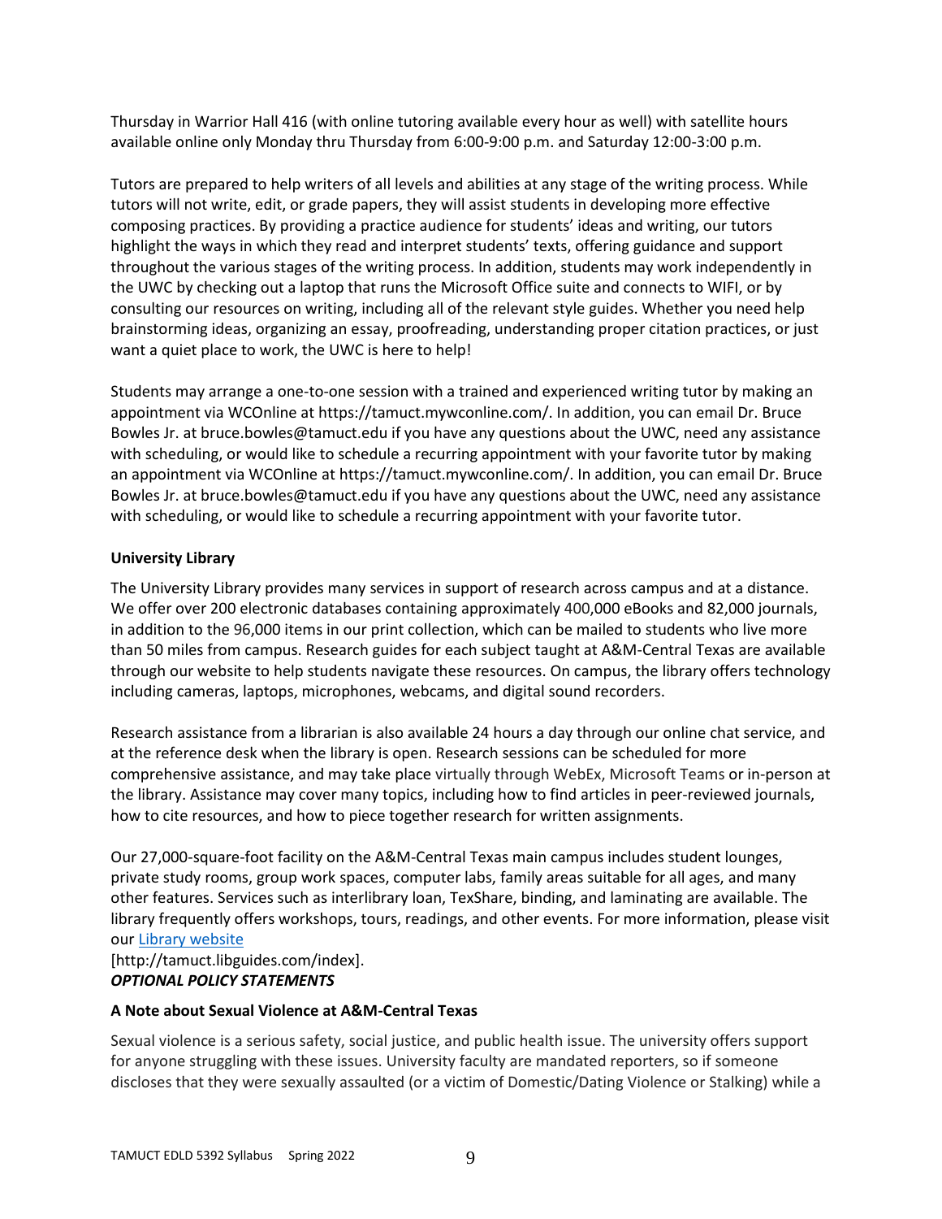Thursday in Warrior Hall 416 (with online tutoring available every hour as well) with satellite hours available online only Monday thru Thursday from 6:00-9:00 p.m. and Saturday 12:00-3:00 p.m.

Tutors are prepared to help writers of all levels and abilities at any stage of the writing process. While tutors will not write, edit, or grade papers, they will assist students in developing more effective composing practices. By providing a practice audience for students' ideas and writing, our tutors highlight the ways in which they read and interpret students' texts, offering guidance and support throughout the various stages of the writing process. In addition, students may work independently in the UWC by checking out a laptop that runs the Microsoft Office suite and connects to WIFI, or by consulting our resources on writing, including all of the relevant style guides. Whether you need help brainstorming ideas, organizing an essay, proofreading, understanding proper citation practices, or just want a quiet place to work, the UWC is here to help!

Students may arrange a one-to-one session with a trained and experienced writing tutor by making an appointment via WCOnline at https://tamuct.mywconline.com/. In addition, you can email Dr. Bruce Bowles Jr. at bruce.bowles@tamuct.edu if you have any questions about the UWC, need any assistance with scheduling, or would like to schedule a recurring appointment with your favorite tutor by making an appointment via WCOnline at https://tamuct.mywconline.com/. In addition, you can email Dr. Bruce Bowles Jr. at bruce.bowles@tamuct.edu if you have any questions about the UWC, need any assistance with scheduling, or would like to schedule a recurring appointment with your favorite tutor.

**University Library**

The University Library provides many services in support of research across campus and at a distance. We offer over 200 electronic databases containing approximately 400,000 eBooks and 82,000 journals, in addition to the 96,000 items in our print collection, which can be mailed to students who live more than 50 miles from campus. Research guides for each subject taught at A&M-Central Texas are available through our website to help students navigate these resources. On campus, the library offers technology including cameras, laptops, microphones, webcams, and digital sound recorders.

Research assistance from a librarian is also available 24 hours a day through our online chat service, and at the reference desk when the library is open. Research sessions can be scheduled for more comprehensive assistance, and may take place virtually through WebEx, Microsoft Teams or in-person at the library. Assistance may cover many topics, including how to find articles in peer-reviewed journals, how to cite resources, and how to piece together research for written assignments.

Our 27,000-square-foot facility on the A&M-Central Texas main campus includes student lounges, private study rooms, group work spaces, computer labs, family areas suitable for all ages, and many other features. Services such as interlibrary loan, TexShare, binding, and laminating are available. The library frequently offers workshops, tours, readings, and other events. For more information, please visit our Library website
[http://tamuct.libguides.com/index].

***OPTIONAL POLICY STATEMENTS***

**A Note about Sexual Violence at A&M-Central Texas**

Sexual violence is a serious safety, social justice, and public health issue. The university offers support for anyone struggling with these issues. University faculty are mandated reporters, so if someone discloses that they were sexually assaulted (or a victim of Domestic/Dating Violence or Stalking) while a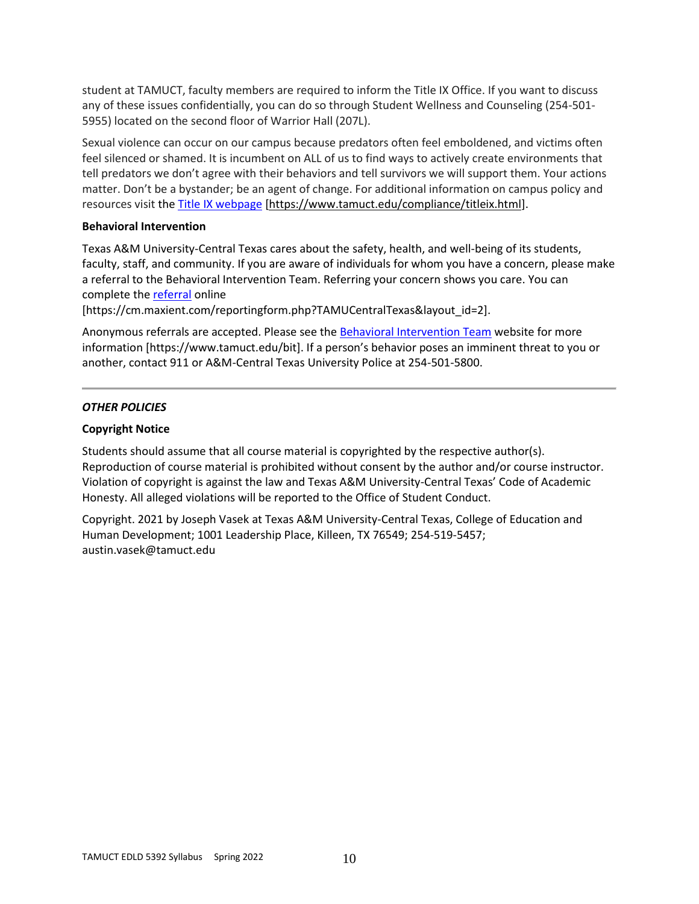student at TAMUCT, faculty members are required to inform the Title IX Office. If you want to discuss any of these issues confidentially, you can do so through Student Wellness and Counseling (254-501-5955) located on the second floor of Warrior Hall (207L).

Sexual violence can occur on our campus because predators often feel emboldened, and victims often feel silenced or shamed. It is incumbent on ALL of us to find ways to actively create environments that tell predators we don't agree with their behaviors and tell survivors we will support them. Your actions matter. Don't be a bystander; be an agent of change. For additional information on campus policy and resources visit the Title IX webpage [https://www.tamuct.edu/compliance/titleix.html].

**Behavioral Intervention**

Texas A&M University-Central Texas cares about the safety, health, and well-being of its students, faculty, staff, and community. If you are aware of individuals for whom you have a concern, please make a referral to the Behavioral Intervention Team. Referring your concern shows you care. You can complete the referral online [https://cm.maxient.com/reportingform.php?TAMUCentralTexas&layout_id=2].

Anonymous referrals are accepted. Please see the Behavioral Intervention Team website for more information [https://www.tamuct.edu/bit]. If a person's behavior poses an imminent threat to you or another, contact 911 or A&M-Central Texas University Police at 254-501-5800.

---

***OTHER POLICIES***

**Copyright Notice**

Students should assume that all course material is copyrighted by the respective author(s). Reproduction of course material is prohibited without consent by the author and/or course instructor. Violation of copyright is against the law and Texas A&M University-Central Texas' Code of Academic Honesty. All alleged violations will be reported to the Office of Student Conduct.

Copyright. 2021 by Joseph Vasek at Texas A&M University-Central Texas, College of Education and Human Development; 1001 Leadership Place, Killeen, TX 76549; 254-519-5457; austin.vasek@tamuct.edu